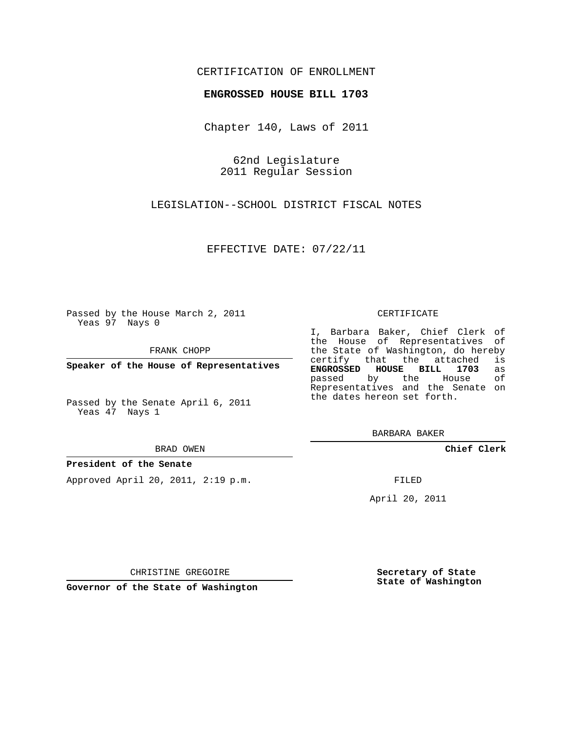CERTIFICATION OF ENROLLMENT

**ENGROSSED HOUSE BILL 1703**

Chapter 140, Laws of 2011

62nd Legislature
2011 Regular Session

LEGISLATION--SCHOOL DISTRICT FISCAL NOTES

EFFECTIVE DATE: 07/22/11

Passed by the House March 2, 2011
Yeas 97 Nays 0

FRANK CHOPP

**Speaker of the House of Representatives**

Passed by the Senate April 6, 2011
Yeas 47 Nays 1

BRAD OWEN

**President of the Senate**

Approved April 20, 2011, 2:19 p.m.

CHRISTINE GREGOIRE

**Governor of the State of Washington**

CERTIFICATE

I, Barbara Baker, Chief Clerk of the House of Representatives of the State of Washington, do hereby certify that the attached is **ENGROSSED HOUSE BILL 1703** as passed by the House of Representatives and the Senate on the dates hereon set forth.

BARBARA BAKER

**Chief Clerk**

FILED

April 20, 2011

**Secretary of State**
**State of Washington**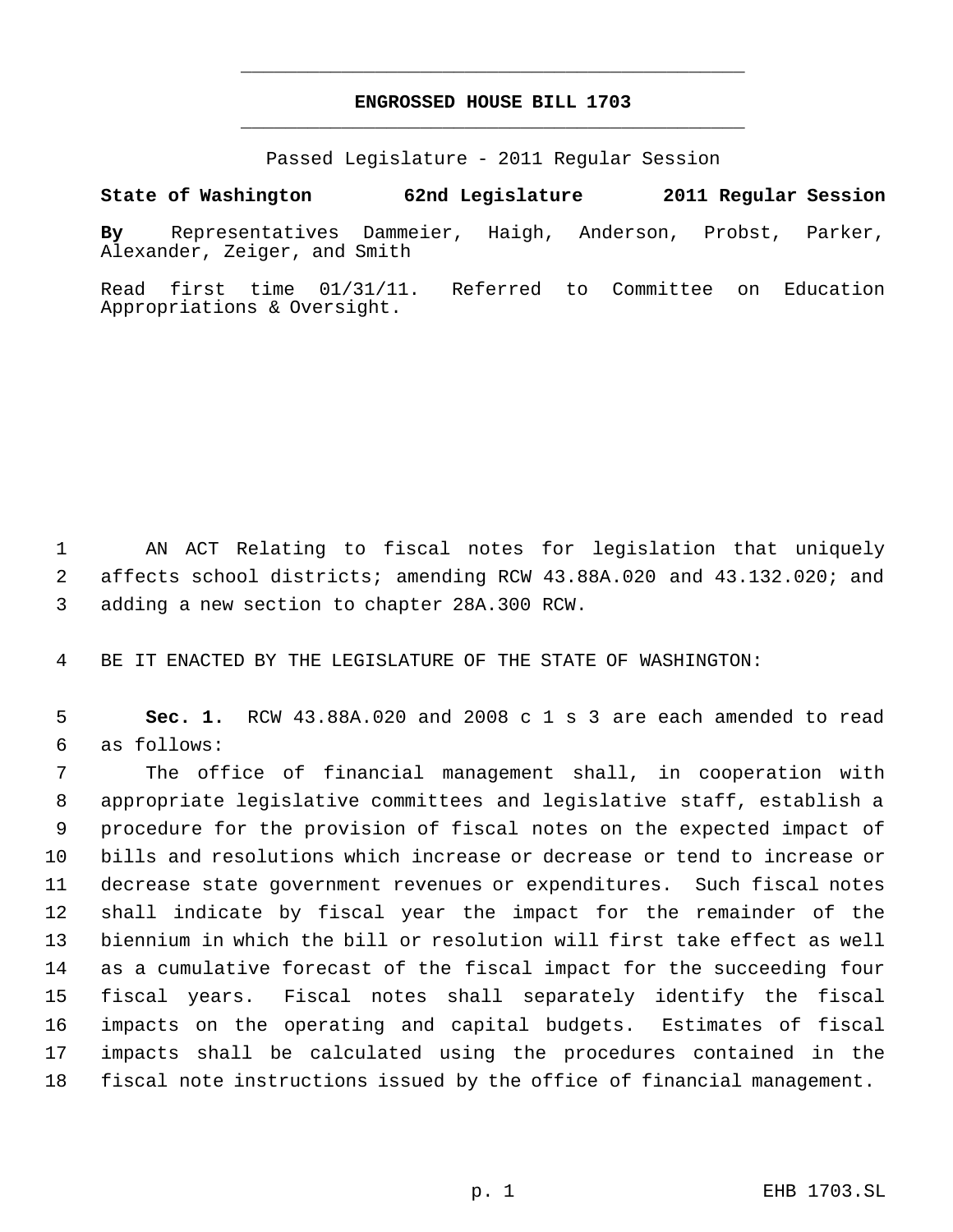**ENGROSSED HOUSE BILL 1703**

Passed Legislature - 2011 Regular Session

**State of Washington 62nd Legislature 2011 Regular Session**

**By** Representatives Dammeier, Haigh, Anderson, Probst, Parker, Alexander, Zeiger, and Smith

Read first time 01/31/11. Referred to Committee on Education Appropriations & Oversight.

1 AN ACT Relating to fiscal notes for legislation that uniquely
2 affects school districts; amending RCW 43.88A.020 and 43.132.020; and
3 adding a new section to chapter 28A.300 RCW.

4 BE IT ENACTED BY THE LEGISLATURE OF THE STATE OF WASHINGTON:

5 **Sec. 1.** RCW 43.88A.020 and 2008 c 1 s 3 are each amended to read
6 as follows:

7 The office of financial management shall, in cooperation with
8 appropriate legislative committees and legislative staff, establish a
9 procedure for the provision of fiscal notes on the expected impact of
10 bills and resolutions which increase or decrease or tend to increase or
11 decrease state government revenues or expenditures. Such fiscal notes
12 shall indicate by fiscal year the impact for the remainder of the
13 biennium in which the bill or resolution will first take effect as well
14 as a cumulative forecast of the fiscal impact for the succeeding four
15 fiscal years. Fiscal notes shall separately identify the fiscal
16 impacts on the operating and capital budgets. Estimates of fiscal
17 impacts shall be calculated using the procedures contained in the
18 fiscal note instructions issued by the office of financial management.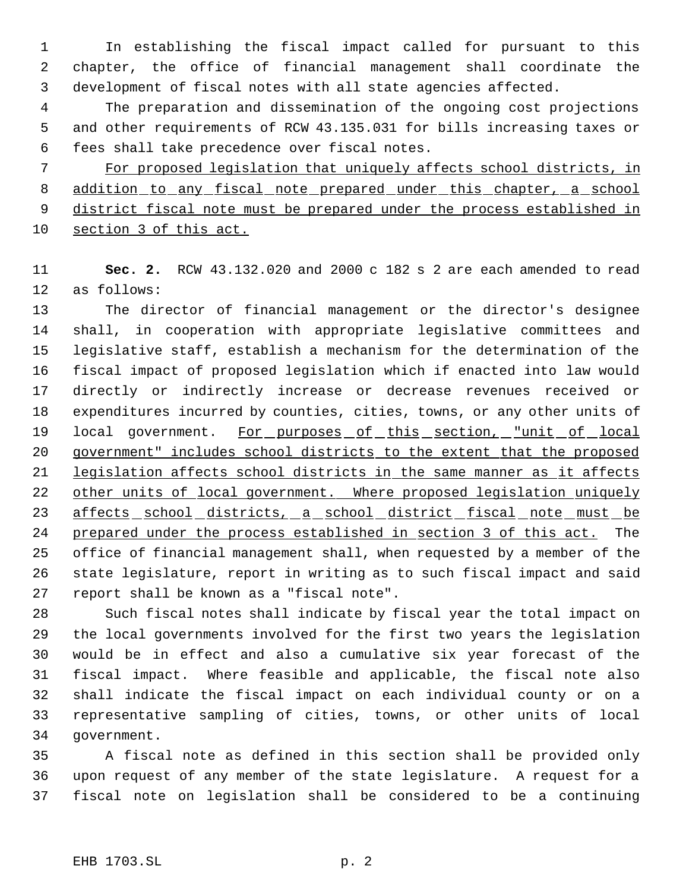In establishing the fiscal impact called for pursuant to this chapter, the office of financial management shall coordinate the development of fiscal notes with all state agencies affected.

The preparation and dissemination of the ongoing cost projections and other requirements of RCW 43.135.031 for bills increasing taxes or fees shall take precedence over fiscal notes.

For proposed legislation that uniquely affects school districts, in addition to any fiscal note prepared under this chapter, a school district fiscal note must be prepared under the process established in section 3 of this act.

**Sec. 2.** RCW 43.132.020 and 2000 c 182 s 2 are each amended to read as follows:

The director of financial management or the director's designee shall, in cooperation with appropriate legislative committees and legislative staff, establish a mechanism for the determination of the fiscal impact of proposed legislation which if enacted into law would directly or indirectly increase or decrease revenues received or expenditures incurred by counties, cities, towns, or any other units of local government. For purposes of this section, "unit of local government" includes school districts to the extent that the proposed legislation affects school districts in the same manner as it affects other units of local government. Where proposed legislation uniquely affects school districts, a school district fiscal note must be prepared under the process established in section 3 of this act. The office of financial management shall, when requested by a member of the state legislature, report in writing as to such fiscal impact and said report shall be known as a "fiscal note".

Such fiscal notes shall indicate by fiscal year the total impact on the local governments involved for the first two years the legislation would be in effect and also a cumulative six year forecast of the fiscal impact. Where feasible and applicable, the fiscal note also shall indicate the fiscal impact on each individual county or on a representative sampling of cities, towns, or other units of local government.

A fiscal note as defined in this section shall be provided only upon request of any member of the state legislature. A request for a fiscal note on legislation shall be considered to be a continuing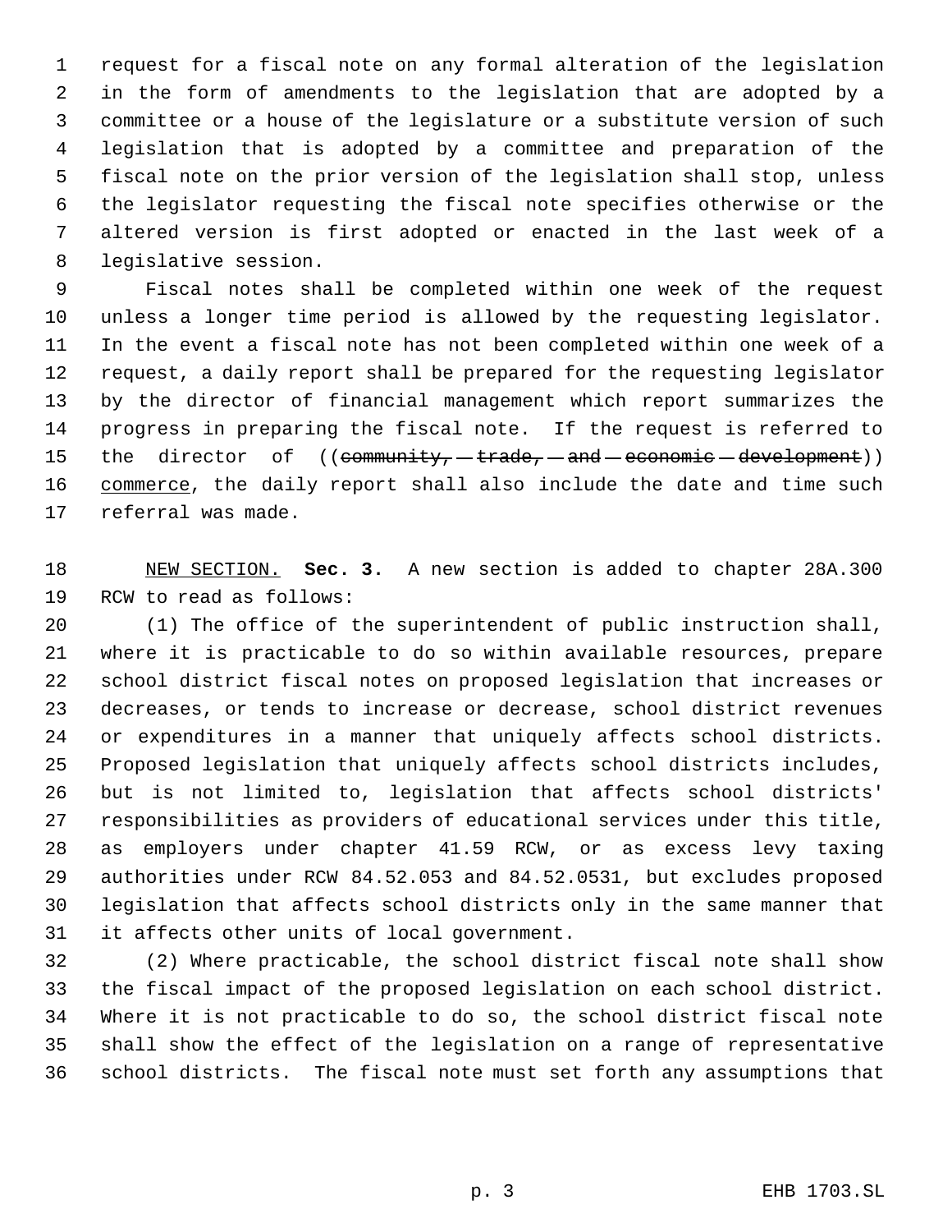request for a fiscal note on any formal alteration of the legislation in the form of amendments to the legislation that are adopted by a committee or a house of the legislature or a substitute version of such legislation that is adopted by a committee and preparation of the fiscal note on the prior version of the legislation shall stop, unless the legislator requesting the fiscal note specifies otherwise or the altered version is first adopted or enacted in the last week of a legislative session.

Fiscal notes shall be completed within one week of the request unless a longer time period is allowed by the requesting legislator. In the event a fiscal note has not been completed within one week of a request, a daily report shall be prepared for the requesting legislator by the director of financial management which report summarizes the progress in preparing the fiscal note. If the request is referred to the director of ((~~community, trade, and economic development~~)) <u>commerce</u>, the daily report shall also include the date and time such referral was made.

<u>NEW SECTION.</u> **Sec. 3.** A new section is added to chapter 28A.300 RCW to read as follows:

(1) The office of the superintendent of public instruction shall, where it is practicable to do so within available resources, prepare school district fiscal notes on proposed legislation that increases or decreases, or tends to increase or decrease, school district revenues or expenditures in a manner that uniquely affects school districts. Proposed legislation that uniquely affects school districts includes, but is not limited to, legislation that affects school districts' responsibilities as providers of educational services under this title, as employers under chapter 41.59 RCW, or as excess levy taxing authorities under RCW 84.52.053 and 84.52.0531, but excludes proposed legislation that affects school districts only in the same manner that it affects other units of local government.

(2) Where practicable, the school district fiscal note shall show the fiscal impact of the proposed legislation on each school district. Where it is not practicable to do so, the school district fiscal note shall show the effect of the legislation on a range of representative school districts. The fiscal note must set forth any assumptions that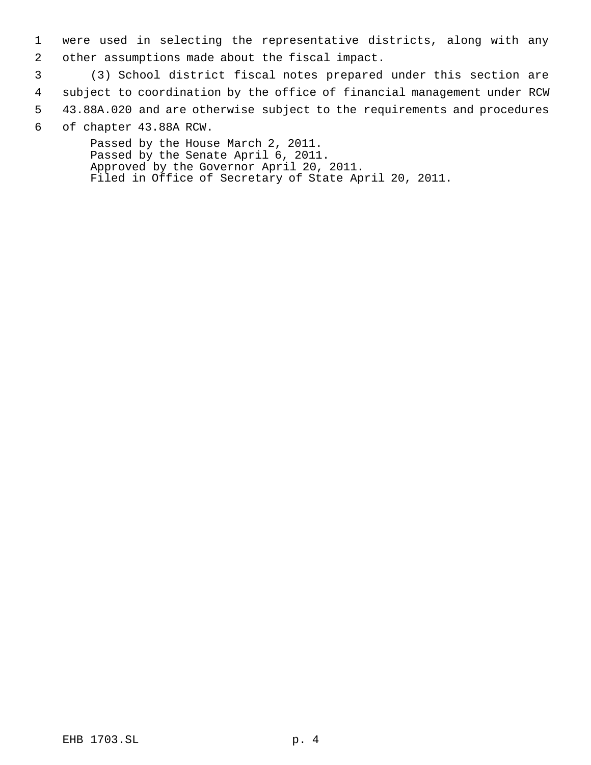were used in selecting the representative districts, along with any other assumptions made about the fiscal impact.

(3) School district fiscal notes prepared under this section are subject to coordination by the office of financial management under RCW 43.88A.020 and are otherwise subject to the requirements and procedures of chapter 43.88A RCW.

Passed by the House March 2, 2011.
Passed by the Senate April 6, 2011.
Approved by the Governor April 20, 2011.
Filed in Office of Secretary of State April 20, 2011.